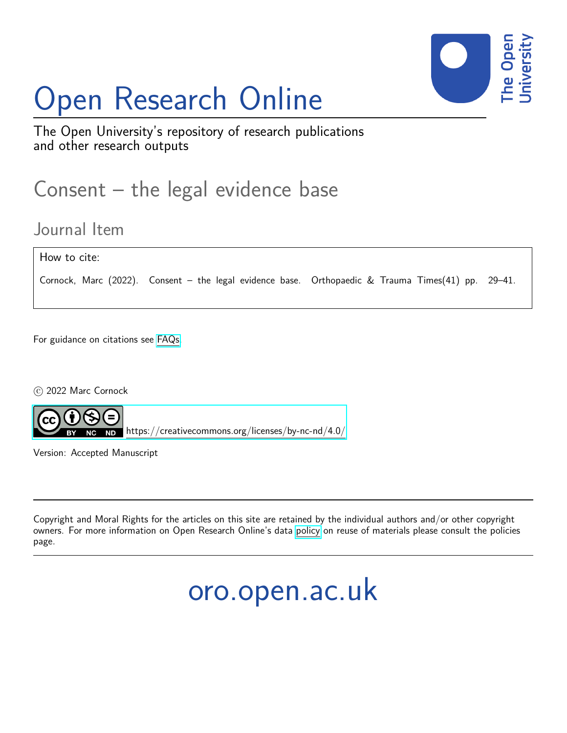# Open Research Online

The Open University's repository of research publications and other research outputs

## Consent – the legal evidence base

### Journal Item

How to cite:

Cornock, Marc (2022). Consent – the legal evidence base. Orthopaedic & Trauma Times(41) pp. 29–41.

For guidance on citations see FAQs.

© 2022 Marc Cornock

https://creativecommons.org/licenses/by-nc-nd/4.0/

Version: Accepted Manuscript

Copyright and Moral Rights for the articles on this site are retained by the individual authors and/or other copyright owners. For more information on Open Research Online's data policy on reuse of materials please consult the policies page.

oro.open.ac.uk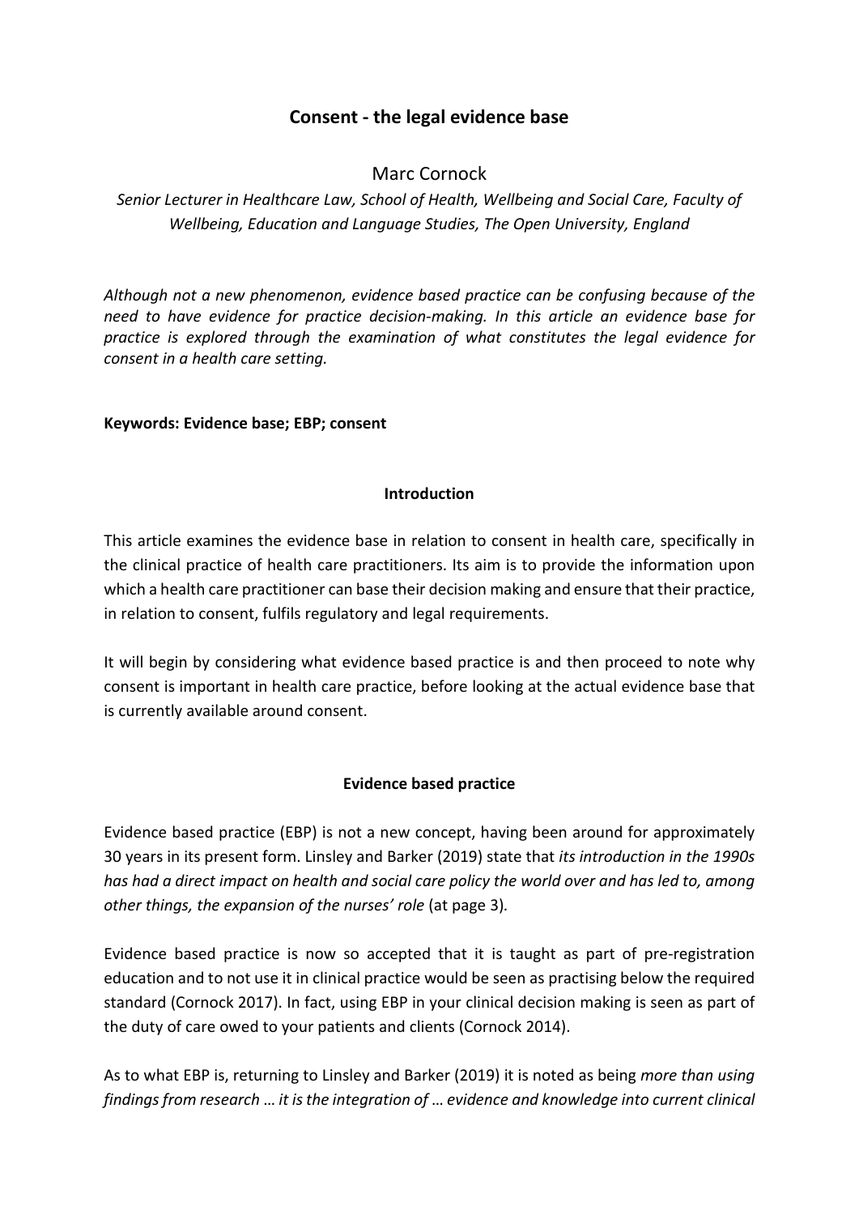# Consent - the legal evidence base

Marc Cornock

*Senior Lecturer in Healthcare Law, School of Health, Wellbeing and Social Care, Faculty of Wellbeing, Education and Language Studies, The Open University, England*

*Although not a new phenomenon, evidence based practice can be confusing because of the need to have evidence for practice decision-making. In this article an evidence base for practice is explored through the examination of what constitutes the legal evidence for consent in a health care setting.*

**Keywords: Evidence base; EBP; consent**

## Introduction

This article examines the evidence base in relation to consent in health care, specifically in the clinical practice of health care practitioners. Its aim is to provide the information upon which a health care practitioner can base their decision making and ensure that their practice, in relation to consent, fulfils regulatory and legal requirements.

It will begin by considering what evidence based practice is and then proceed to note why consent is important in health care practice, before looking at the actual evidence base that is currently available around consent.

## Evidence based practice

Evidence based practice (EBP) is not a new concept, having been around for approximately 30 years in its present form. Linsley and Barker (2019) state that *its introduction in the 1990s has had a direct impact on health and social care policy the world over and has led to, among other things, the expansion of the nurses' role* (at page 3).

Evidence based practice is now so accepted that it is taught as part of pre-registration education and to not use it in clinical practice would be seen as practising below the required standard (Cornock 2017). In fact, using EBP in your clinical decision making is seen as part of the duty of care owed to your patients and clients (Cornock 2014).

As to what EBP is, returning to Linsley and Barker (2019) it is noted as being *more than using findings from research … it is the integration of … evidence and knowledge into current clinical*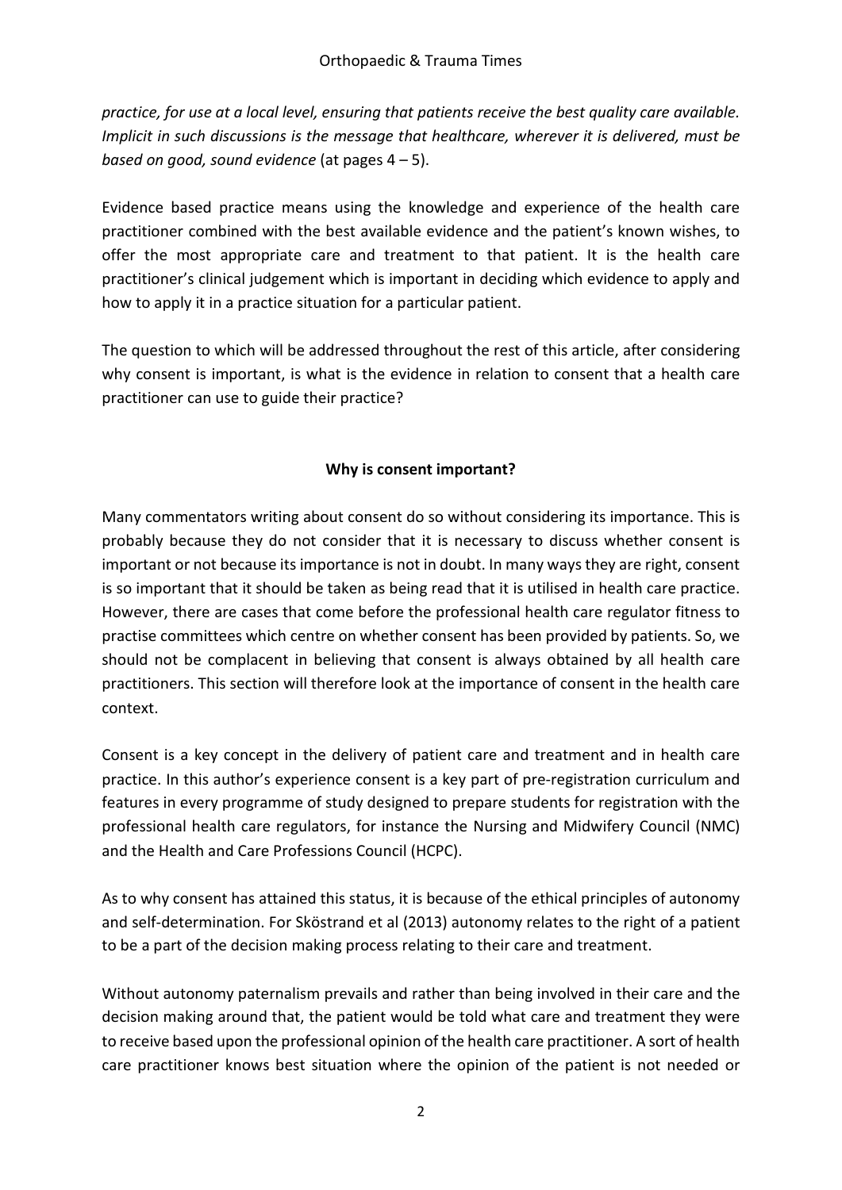*practice, for use at a local level, ensuring that patients receive the best quality care available. Implicit in such discussions is the message that healthcare, wherever it is delivered, must be based on good, sound evidence* (at pages 4 – 5).

Evidence based practice means using the knowledge and experience of the health care practitioner combined with the best available evidence and the patient's known wishes, to offer the most appropriate care and treatment to that patient. It is the health care practitioner's clinical judgement which is important in deciding which evidence to apply and how to apply it in a practice situation for a particular patient.

The question to which will be addressed throughout the rest of this article, after considering why consent is important, is what is the evidence in relation to consent that a health care practitioner can use to guide their practice?

**Why is consent important?**

Many commentators writing about consent do so without considering its importance. This is probably because they do not consider that it is necessary to discuss whether consent is important or not because its importance is not in doubt. In many ways they are right, consent is so important that it should be taken as being read that it is utilised in health care practice. However, there are cases that come before the professional health care regulator fitness to practise committees which centre on whether consent has been provided by patients. So, we should not be complacent in believing that consent is always obtained by all health care practitioners. This section will therefore look at the importance of consent in the health care context.

Consent is a key concept in the delivery of patient care and treatment and in health care practice. In this author's experience consent is a key part of pre-registration curriculum and features in every programme of study designed to prepare students for registration with the professional health care regulators, for instance the Nursing and Midwifery Council (NMC) and the Health and Care Professions Council (HCPC).

As to why consent has attained this status, it is because of the ethical principles of autonomy and self-determination. For Sköstrand et al (2013) autonomy relates to the right of a patient to be a part of the decision making process relating to their care and treatment.

Without autonomy paternalism prevails and rather than being involved in their care and the decision making around that, the patient would be told what care and treatment they were to receive based upon the professional opinion of the health care practitioner. A sort of health care practitioner knows best situation where the opinion of the patient is not needed or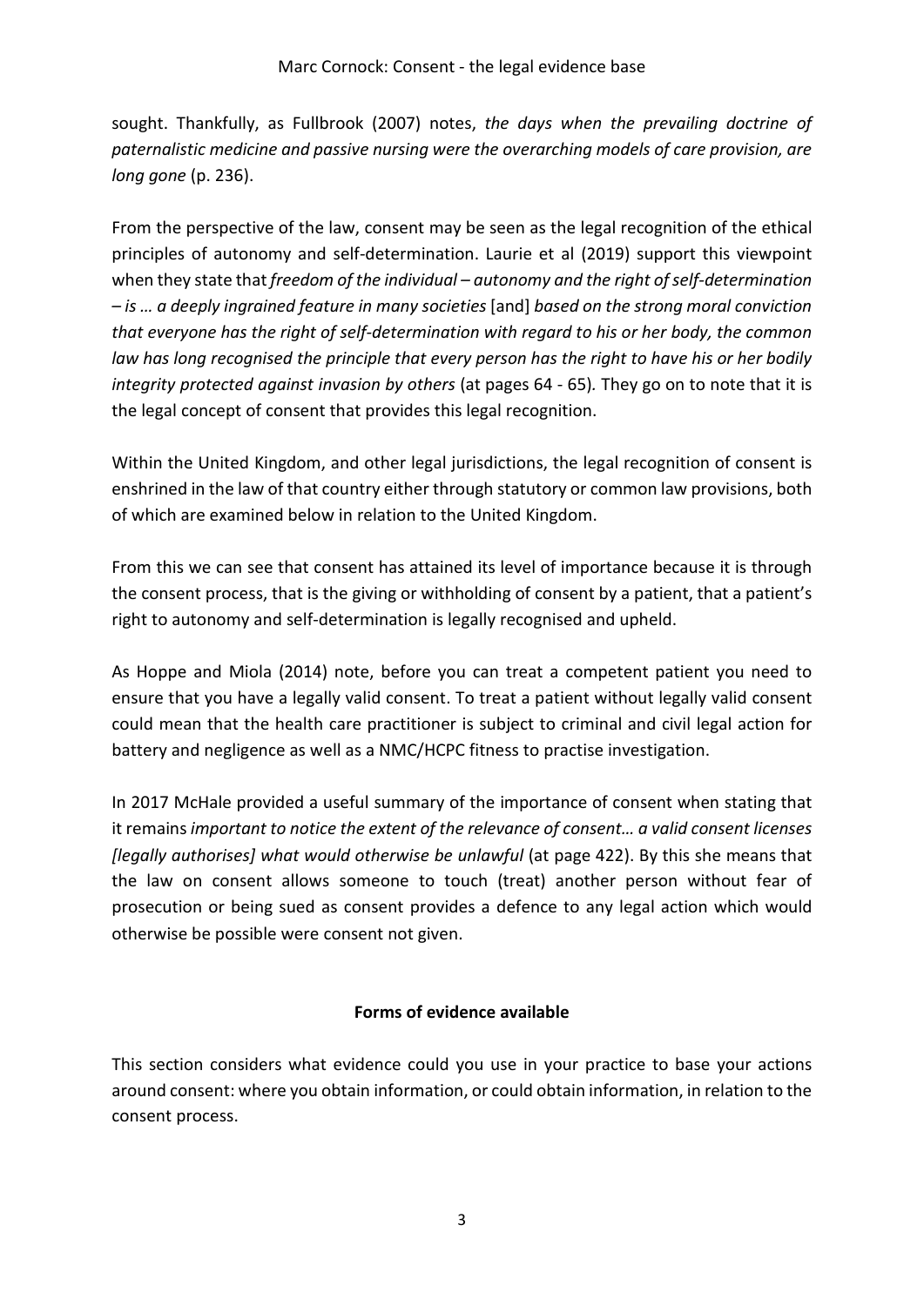sought. Thankfully, as Fullbrook (2007) notes, *the days when the prevailing doctrine of paternalistic medicine and passive nursing were the overarching models of care provision, are long gone* (p. 236).

From the perspective of the law, consent may be seen as the legal recognition of the ethical principles of autonomy and self-determination. Laurie et al (2019) support this viewpoint when they state that *freedom of the individual – autonomy and the right of self-determination – is … a deeply ingrained feature in many societies* [and] *based on the strong moral conviction that everyone has the right of self-determination with regard to his or her body, the common law has long recognised the principle that every person has the right to have his or her bodily integrity protected against invasion by others* (at pages 64 - 65). They go on to note that it is the legal concept of consent that provides this legal recognition.

Within the United Kingdom, and other legal jurisdictions, the legal recognition of consent is enshrined in the law of that country either through statutory or common law provisions, both of which are examined below in relation to the United Kingdom.

From this we can see that consent has attained its level of importance because it is through the consent process, that is the giving or withholding of consent by a patient, that a patient's right to autonomy and self-determination is legally recognised and upheld.

As Hoppe and Miola (2014) note, before you can treat a competent patient you need to ensure that you have a legally valid consent. To treat a patient without legally valid consent could mean that the health care practitioner is subject to criminal and civil legal action for battery and negligence as well as a NMC/HCPC fitness to practise investigation.

In 2017 McHale provided a useful summary of the importance of consent when stating that it remains *important to notice the extent of the relevance of consent… a valid consent licenses [legally authorises] what would otherwise be unlawful* (at page 422). By this she means that the law on consent allows someone to touch (treat) another person without fear of prosecution or being sued as consent provides a defence to any legal action which would otherwise be possible were consent not given.

## Forms of evidence available

This section considers what evidence could you use in your practice to base your actions around consent: where you obtain information, or could obtain information, in relation to the consent process.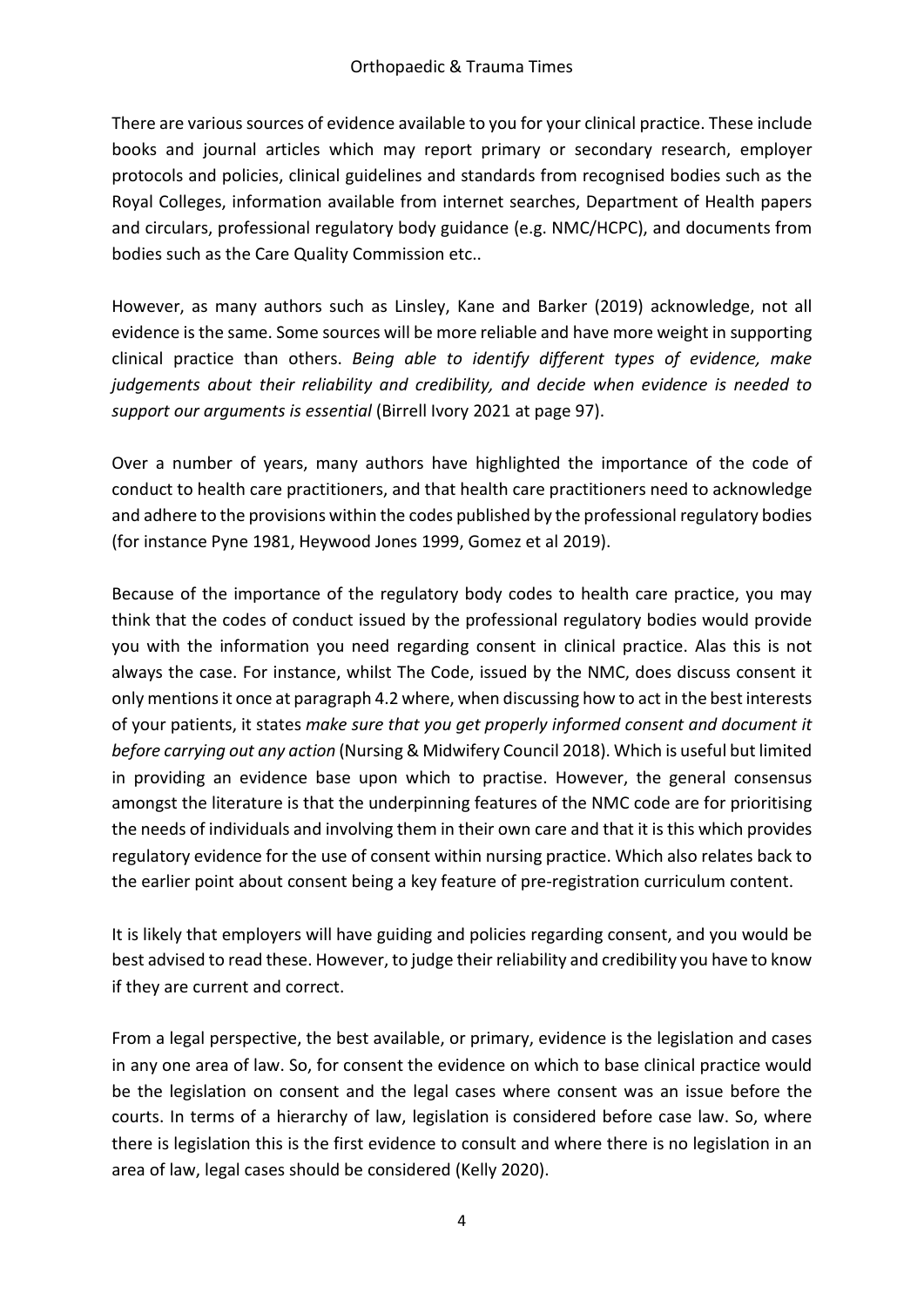There are various sources of evidence available to you for your clinical practice. These include books and journal articles which may report primary or secondary research, employer protocols and policies, clinical guidelines and standards from recognised bodies such as the Royal Colleges, information available from internet searches, Department of Health papers and circulars, professional regulatory body guidance (e.g. NMC/HCPC), and documents from bodies such as the Care Quality Commission etc..

However, as many authors such as Linsley, Kane and Barker (2019) acknowledge, not all evidence is the same. Some sources will be more reliable and have more weight in supporting clinical practice than others. *Being able to identify different types of evidence, make judgements about their reliability and credibility, and decide when evidence is needed to support our arguments is essential* (Birrell Ivory 2021 at page 97).

Over a number of years, many authors have highlighted the importance of the code of conduct to health care practitioners, and that health care practitioners need to acknowledge and adhere to the provisions within the codes published by the professional regulatory bodies (for instance Pyne 1981, Heywood Jones 1999, Gomez et al 2019).

Because of the importance of the regulatory body codes to health care practice, you may think that the codes of conduct issued by the professional regulatory bodies would provide you with the information you need regarding consent in clinical practice. Alas this is not always the case. For instance, whilst The Code, issued by the NMC, does discuss consent it only mentions it once at paragraph 4.2 where, when discussing how to act in the best interests of your patients, it states *make sure that you get properly informed consent and document it before carrying out any action* (Nursing & Midwifery Council 2018). Which is useful but limited in providing an evidence base upon which to practise. However, the general consensus amongst the literature is that the underpinning features of the NMC code are for prioritising the needs of individuals and involving them in their own care and that it is this which provides regulatory evidence for the use of consent within nursing practice. Which also relates back to the earlier point about consent being a key feature of pre-registration curriculum content.

It is likely that employers will have guiding and policies regarding consent, and you would be best advised to read these. However, to judge their reliability and credibility you have to know if they are current and correct.

From a legal perspective, the best available, or primary, evidence is the legislation and cases in any one area of law. So, for consent the evidence on which to base clinical practice would be the legislation on consent and the legal cases where consent was an issue before the courts. In terms of a hierarchy of law, legislation is considered before case law. So, where there is legislation this is the first evidence to consult and where there is no legislation in an area of law, legal cases should be considered (Kelly 2020).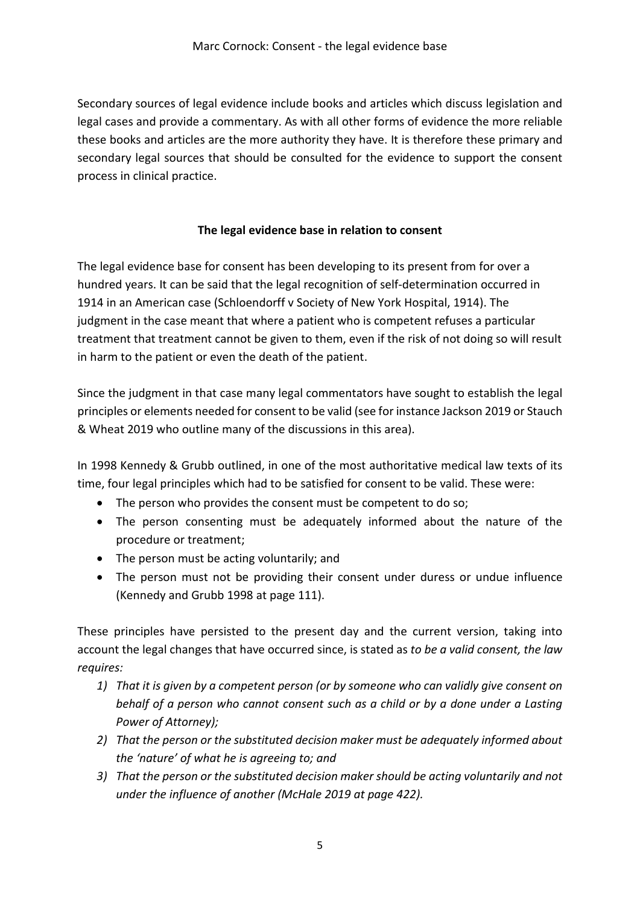Secondary sources of legal evidence include books and articles which discuss legislation and legal cases and provide a commentary. As with all other forms of evidence the more reliable these books and articles are the more authority they have. It is therefore these primary and secondary legal sources that should be consulted for the evidence to support the consent process in clinical practice.

## The legal evidence base in relation to consent

The legal evidence base for consent has been developing to its present from for over a hundred years. It can be said that the legal recognition of self-determination occurred in 1914 in an American case (Schloendorff v Society of New York Hospital, 1914). The judgment in the case meant that where a patient who is competent refuses a particular treatment that treatment cannot be given to them, even if the risk of not doing so will result in harm to the patient or even the death of the patient.

Since the judgment in that case many legal commentators have sought to establish the legal principles or elements needed for consent to be valid (see for instance Jackson 2019 or Stauch & Wheat 2019 who outline many of the discussions in this area).

In 1998 Kennedy & Grubb outlined, in one of the most authoritative medical law texts of its time, four legal principles which had to be satisfied for consent to be valid. These were:

- The person who provides the consent must be competent to do so;
- The person consenting must be adequately informed about the nature of the procedure or treatment;
- The person must be acting voluntarily; and
- The person must not be providing their consent under duress or undue influence (Kennedy and Grubb 1998 at page 111).

These principles have persisted to the present day and the current version, taking into account the legal changes that have occurred since, is stated as *to be a valid consent, the law requires:*

1) *That it is given by a competent person (or by someone who can validly give consent on behalf of a person who cannot consent such as a child or by a done under a Lasting Power of Attorney);*
2) *That the person or the substituted decision maker must be adequately informed about the 'nature' of what he is agreeing to; and*
3) *That the person or the substituted decision maker should be acting voluntarily and not under the influence of another (McHale 2019 at page 422).*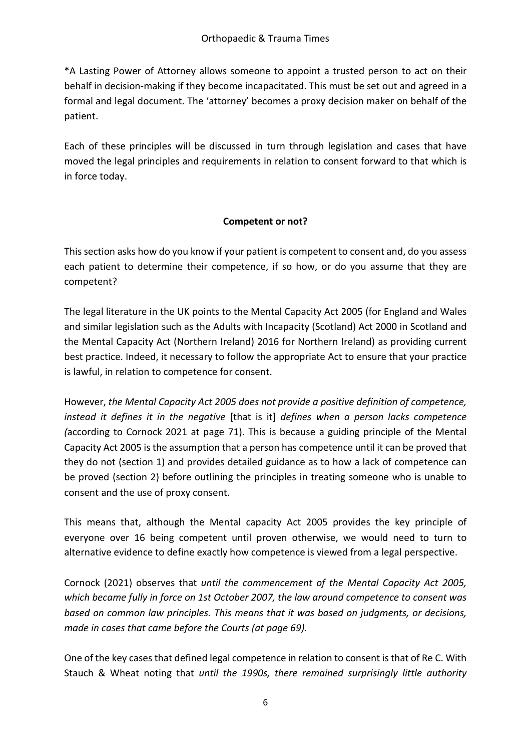*A Lasting Power of Attorney allows someone to appoint a trusted person to act on their behalf in decision-making if they become incapacitated. This must be set out and agreed in a formal and legal document. The 'attorney' becomes a proxy decision maker on behalf of the patient.

Each of these principles will be discussed in turn through legislation and cases that have moved the legal principles and requirements in relation to consent forward to that which is in force today.

**Competent or not?**

This section asks how do you know if your patient is competent to consent and, do you assess each patient to determine their competence, if so how, or do you assume that they are competent?

The legal literature in the UK points to the Mental Capacity Act 2005 (for England and Wales and similar legislation such as the Adults with Incapacity (Scotland) Act 2000 in Scotland and the Mental Capacity Act (Northern Ireland) 2016 for Northern Ireland) as providing current best practice. Indeed, it necessary to follow the appropriate Act to ensure that your practice is lawful, in relation to competence for consent.

However, *the Mental Capacity Act 2005 does not provide a positive definition of competence, instead it defines it in the negative* [that is it] *defines when a person lacks competence (*according to Cornock 2021 at page 71). This is because a guiding principle of the Mental Capacity Act 2005 is the assumption that a person has competence until it can be proved that they do not (section 1) and provides detailed guidance as to how a lack of competence can be proved (section 2) before outlining the principles in treating someone who is unable to consent and the use of proxy consent.

This means that, although the Mental capacity Act 2005 provides the key principle of everyone over 16 being competent until proven otherwise, we would need to turn to alternative evidence to define exactly how competence is viewed from a legal perspective.

Cornock (2021) observes that *until the commencement of the Mental Capacity Act 2005, which became fully in force on 1st October 2007, the law around competence to consent was based on common law principles. This means that it was based on judgments, or decisions, made in cases that came before the Courts (at page 69).*

One of the key cases that defined legal competence in relation to consent is that of Re C. With Stauch & Wheat noting that *until the 1990s, there remained surprisingly little authority*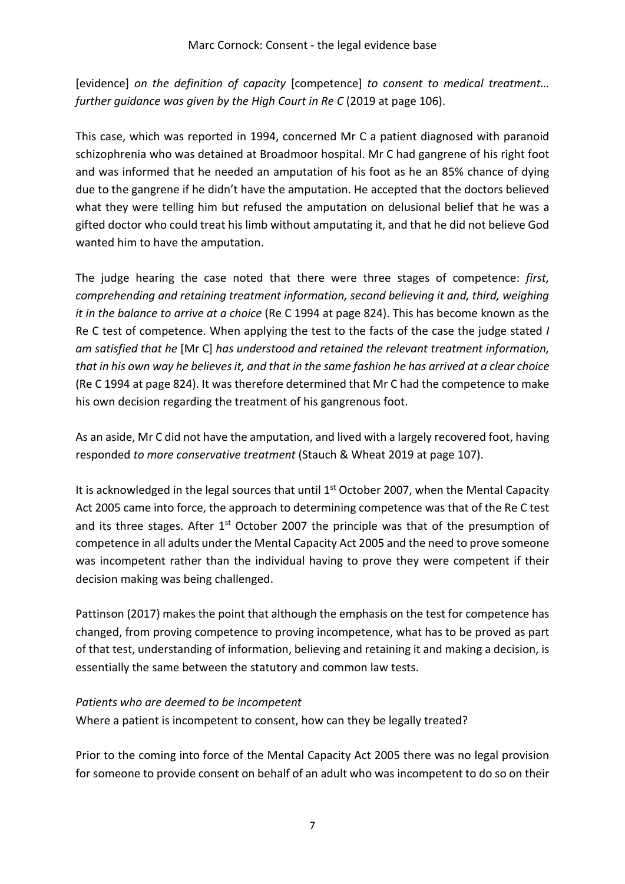[evidence] *on the definition of capacity* [competence] *to consent to medical treatment… further guidance was given by the High Court in Re C* (2019 at page 106).

This case, which was reported in 1994, concerned Mr C a patient diagnosed with paranoid schizophrenia who was detained at Broadmoor hospital. Mr C had gangrene of his right foot and was informed that he needed an amputation of his foot as he an 85% chance of dying due to the gangrene if he didn't have the amputation. He accepted that the doctors believed what they were telling him but refused the amputation on delusional belief that he was a gifted doctor who could treat his limb without amputating it, and that he did not believe God wanted him to have the amputation.

The judge hearing the case noted that there were three stages of competence: *first, comprehending and retaining treatment information, second believing it and, third, weighing it in the balance to arrive at a choice* (Re C 1994 at page 824). This has become known as the Re C test of competence. When applying the test to the facts of the case the judge stated *I am satisfied that he* [Mr C] *has understood and retained the relevant treatment information, that in his own way he believes it, and that in the same fashion he has arrived at a clear choice* (Re C 1994 at page 824). It was therefore determined that Mr C had the competence to make his own decision regarding the treatment of his gangrenous foot.

As an aside, Mr C did not have the amputation, and lived with a largely recovered foot, having responded *to more conservative treatment* (Stauch & Wheat 2019 at page 107).

It is acknowledged in the legal sources that until 1st October 2007, when the Mental Capacity Act 2005 came into force, the approach to determining competence was that of the Re C test and its three stages. After 1st October 2007 the principle was that of the presumption of competence in all adults under the Mental Capacity Act 2005 and the need to prove someone was incompetent rather than the individual having to prove they were competent if their decision making was being challenged.

Pattinson (2017) makes the point that although the emphasis on the test for competence has changed, from proving competence to proving incompetence, what has to be proved as part of that test, understanding of information, believing and retaining it and making a decision, is essentially the same between the statutory and common law tests.

*Patients who are deemed to be incompetent*

Where a patient is incompetent to consent, how can they be legally treated?

Prior to the coming into force of the Mental Capacity Act 2005 there was no legal provision for someone to provide consent on behalf of an adult who was incompetent to do so on their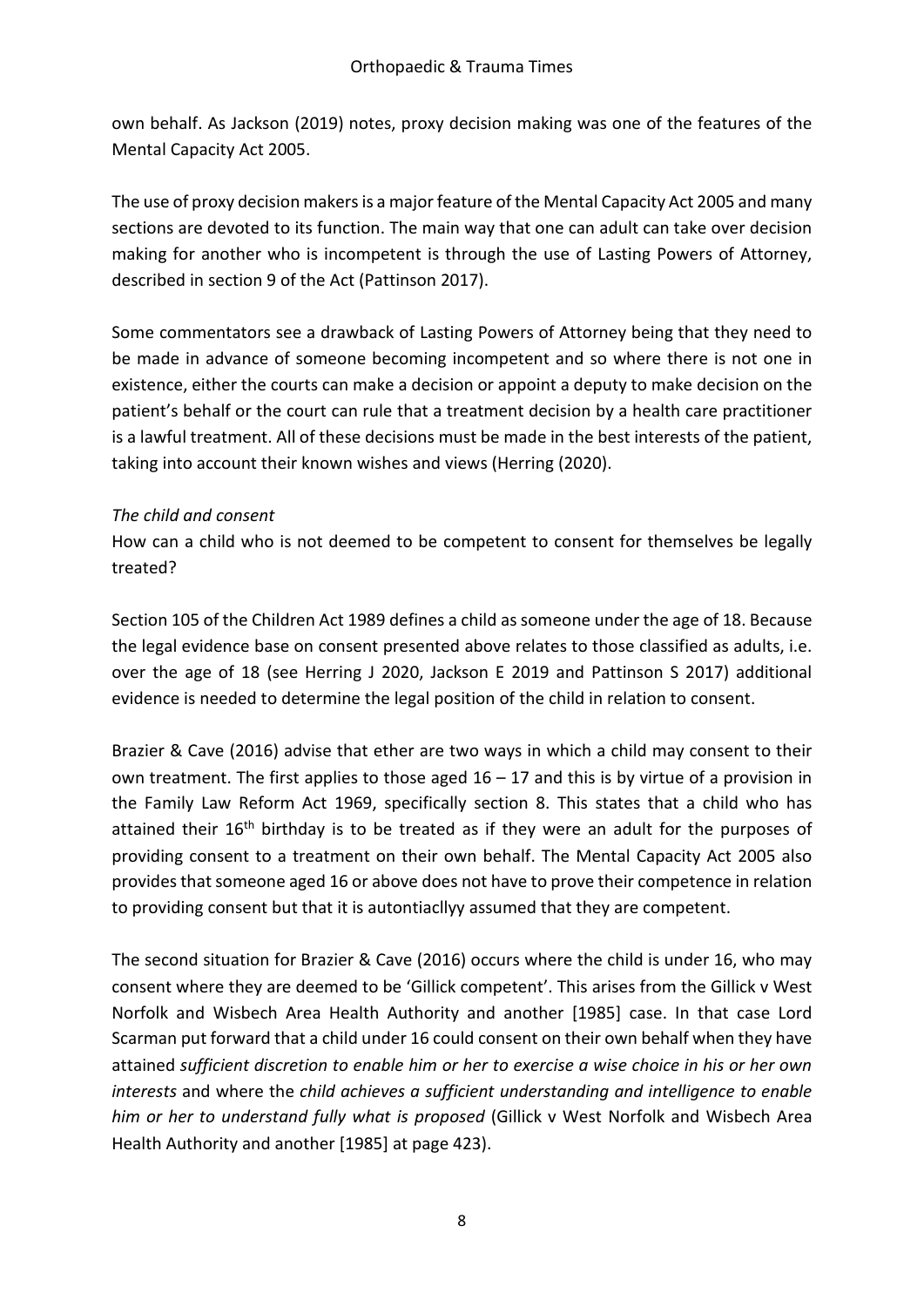own behalf. As Jackson (2019) notes, proxy decision making was one of the features of the Mental Capacity Act 2005.

The use of proxy decision makers is a major feature of the Mental Capacity Act 2005 and many sections are devoted to its function. The main way that one can adult can take over decision making for another who is incompetent is through the use of Lasting Powers of Attorney, described in section 9 of the Act (Pattinson 2017).

Some commentators see a drawback of Lasting Powers of Attorney being that they need to be made in advance of someone becoming incompetent and so where there is not one in existence, either the courts can make a decision or appoint a deputy to make decision on the patient's behalf or the court can rule that a treatment decision by a health care practitioner is a lawful treatment. All of these decisions must be made in the best interests of the patient, taking into account their known wishes and views (Herring (2020).

*The child and consent*

How can a child who is not deemed to be competent to consent for themselves be legally treated?

Section 105 of the Children Act 1989 defines a child as someone under the age of 18. Because the legal evidence base on consent presented above relates to those classified as adults, i.e. over the age of 18 (see Herring J 2020, Jackson E 2019 and Pattinson S 2017) additional evidence is needed to determine the legal position of the child in relation to consent.

Brazier & Cave (2016) advise that ether are two ways in which a child may consent to their own treatment. The first applies to those aged 16 – 17 and this is by virtue of a provision in the Family Law Reform Act 1969, specifically section 8. This states that a child who has attained their 16th birthday is to be treated as if they were an adult for the purposes of providing consent to a treatment on their own behalf. The Mental Capacity Act 2005 also provides that someone aged 16 or above does not have to prove their competence in relation to providing consent but that it is autontiacllyy assumed that they are competent.

The second situation for Brazier & Cave (2016) occurs where the child is under 16, who may consent where they are deemed to be 'Gillick competent'. This arises from the Gillick v West Norfolk and Wisbech Area Health Authority and another [1985] case. In that case Lord Scarman put forward that a child under 16 could consent on their own behalf when they have attained *sufficient discretion to enable him or her to exercise a wise choice in his or her own interests* and where the *child achieves a sufficient understanding and intelligence to enable him or her to understand fully what is proposed* (Gillick v West Norfolk and Wisbech Area Health Authority and another [1985] at page 423).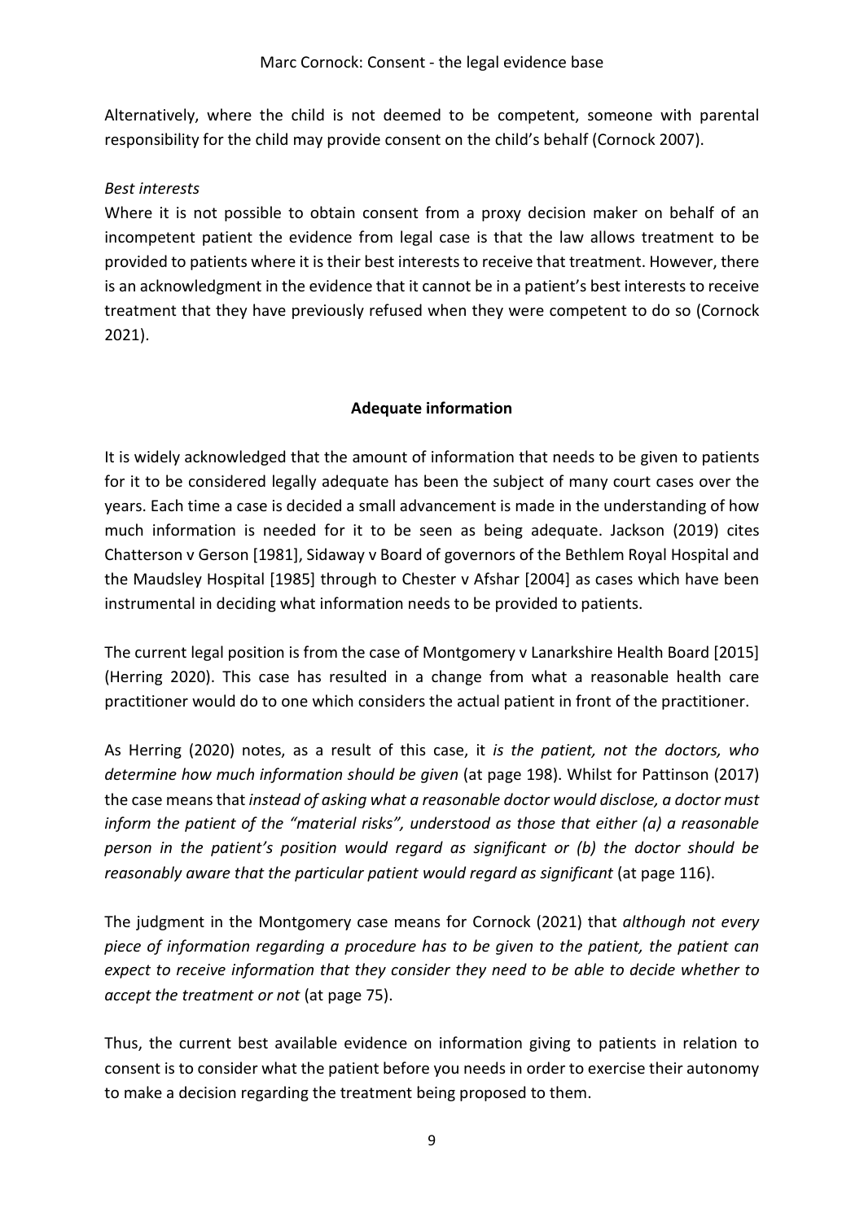Alternatively, where the child is not deemed to be competent, someone with parental responsibility for the child may provide consent on the child's behalf (Cornock 2007).

*Best interests*

Where it is not possible to obtain consent from a proxy decision maker on behalf of an incompetent patient the evidence from legal case is that the law allows treatment to be provided to patients where it is their best interests to receive that treatment. However, there is an acknowledgment in the evidence that it cannot be in a patient's best interests to receive treatment that they have previously refused when they were competent to do so (Cornock 2021).

## Adequate information

It is widely acknowledged that the amount of information that needs to be given to patients for it to be considered legally adequate has been the subject of many court cases over the years. Each time a case is decided a small advancement is made in the understanding of how much information is needed for it to be seen as being adequate. Jackson (2019) cites Chatterson v Gerson [1981], Sidaway v Board of governors of the Bethlem Royal Hospital and the Maudsley Hospital [1985] through to Chester v Afshar [2004] as cases which have been instrumental in deciding what information needs to be provided to patients.

The current legal position is from the case of Montgomery v Lanarkshire Health Board [2015] (Herring 2020). This case has resulted in a change from what a reasonable health care practitioner would do to one which considers the actual patient in front of the practitioner.

As Herring (2020) notes, as a result of this case, it *is the patient, not the doctors, who determine how much information should be given* (at page 198). Whilst for Pattinson (2017) the case means that *instead of asking what a reasonable doctor would disclose, a doctor must inform the patient of the "material risks", understood as those that either (a) a reasonable person in the patient's position would regard as significant or (b) the doctor should be reasonably aware that the particular patient would regard as significant* (at page 116).

The judgment in the Montgomery case means for Cornock (2021) that *although not every piece of information regarding a procedure has to be given to the patient, the patient can expect to receive information that they consider they need to be able to decide whether to accept the treatment or not* (at page 75).

Thus, the current best available evidence on information giving to patients in relation to consent is to consider what the patient before you needs in order to exercise their autonomy to make a decision regarding the treatment being proposed to them.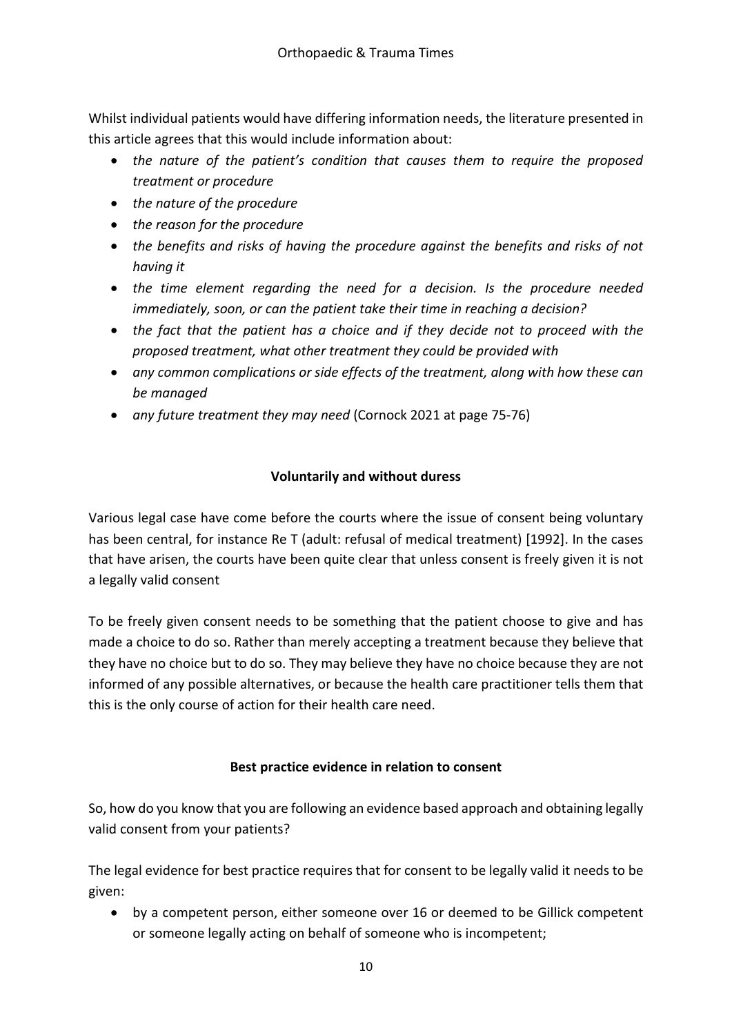Whilst individual patients would have differing information needs, the literature presented in this article agrees that this would include information about:

- *the nature of the patient's condition that causes them to require the proposed treatment or procedure*
- *the nature of the procedure*
- *the reason for the procedure*
- *the benefits and risks of having the procedure against the benefits and risks of not having it*
- *the time element regarding the need for a decision. Is the procedure needed immediately, soon, or can the patient take their time in reaching a decision?*
- *the fact that the patient has a choice and if they decide not to proceed with the proposed treatment, what other treatment they could be provided with*
- *any common complications or side effects of the treatment, along with how these can be managed*
- *any future treatment they may need* (Cornock 2021 at page 75-76)

**Voluntarily and without duress**

Various legal case have come before the courts where the issue of consent being voluntary has been central, for instance Re T (adult: refusal of medical treatment) [1992]. In the cases that have arisen, the courts have been quite clear that unless consent is freely given it is not a legally valid consent

To be freely given consent needs to be something that the patient choose to give and has made a choice to do so. Rather than merely accepting a treatment because they believe that they have no choice but to do so. They may believe they have no choice because they are not informed of any possible alternatives, or because the health care practitioner tells them that this is the only course of action for their health care need.

**Best practice evidence in relation to consent**

So, how do you know that you are following an evidence based approach and obtaining legally valid consent from your patients?

The legal evidence for best practice requires that for consent to be legally valid it needs to be given:

- by a competent person, either someone over 16 or deemed to be Gillick competent or someone legally acting on behalf of someone who is incompetent;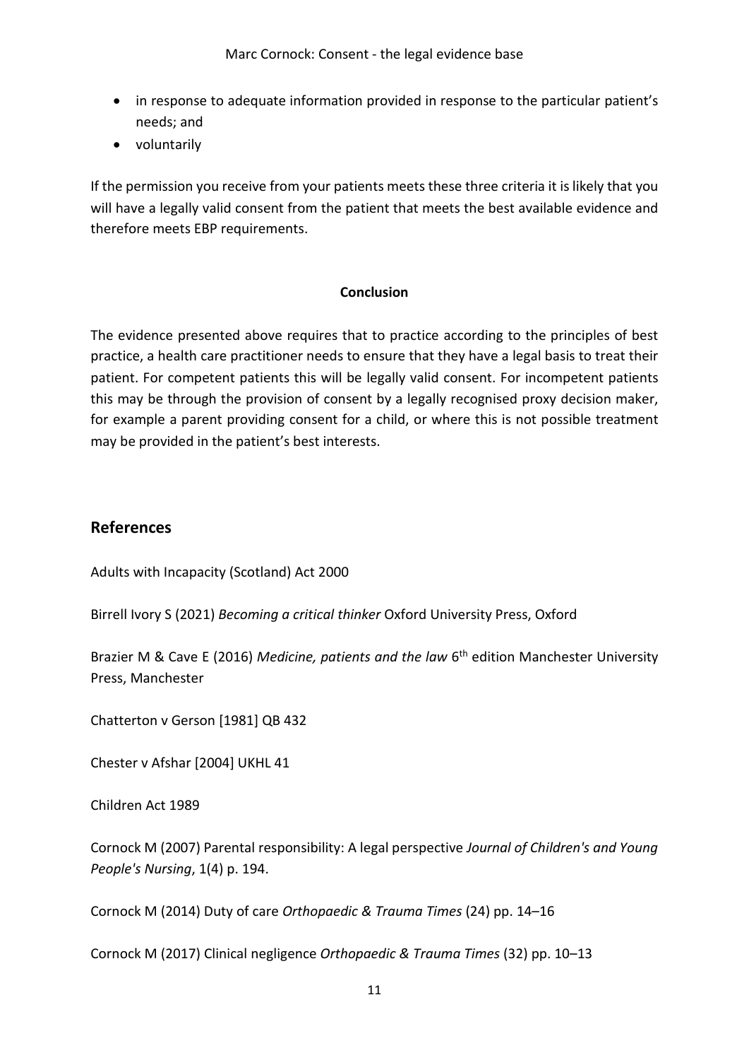- in response to adequate information provided in response to the particular patient's needs; and
- voluntarily

If the permission you receive from your patients meets these three criteria it is likely that you will have a legally valid consent from the patient that meets the best available evidence and therefore meets EBP requirements.

**Conclusion**

The evidence presented above requires that to practice according to the principles of best practice, a health care practitioner needs to ensure that they have a legal basis to treat their patient. For competent patients this will be legally valid consent. For incompetent patients this may be through the provision of consent by a legally recognised proxy decision maker, for example a parent providing consent for a child, or where this is not possible treatment may be provided in the patient's best interests.

## References

Adults with Incapacity (Scotland) Act 2000

Birrell Ivory S (2021) *Becoming a critical thinker* Oxford University Press, Oxford

Brazier M & Cave E (2016) *Medicine, patients and the law* 6th edition Manchester University Press, Manchester

Chatterton v Gerson [1981] QB 432

Chester v Afshar [2004] UKHL 41

Children Act 1989

Cornock M (2007) Parental responsibility: A legal perspective *Journal of Children's and Young People's Nursing*, 1(4) p. 194.

Cornock M (2014) Duty of care *Orthopaedic & Trauma Times* (24) pp. 14–16

Cornock M (2017) Clinical negligence *Orthopaedic & Trauma Times* (32) pp. 10–13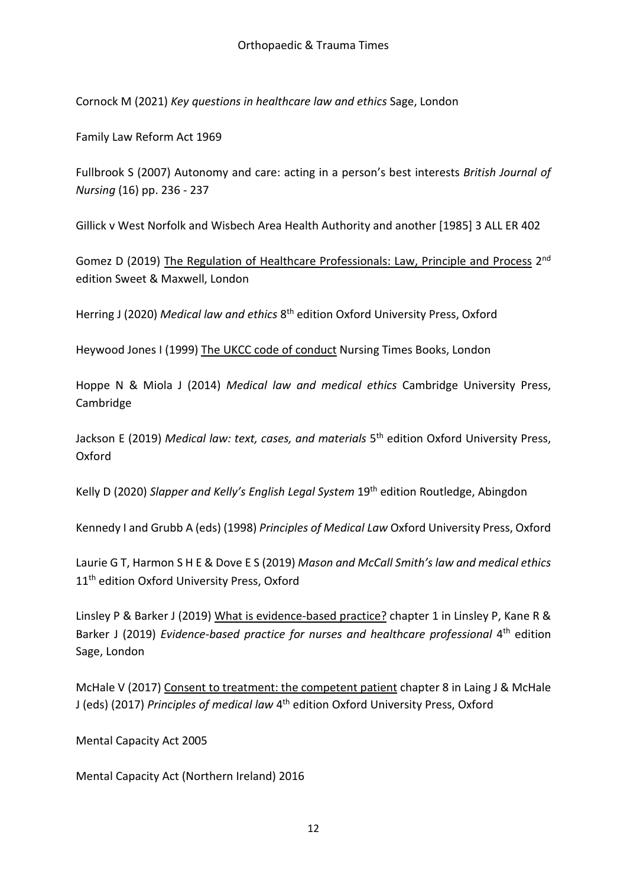Cornock M (2021) *Key questions in healthcare law and ethics* Sage, London

Family Law Reform Act 1969

Fullbrook S (2007) Autonomy and care: acting in a person's best interests *British Journal of Nursing* (16) pp. 236 - 237

Gillick v West Norfolk and Wisbech Area Health Authority and another [1985] 3 ALL ER 402

Gomez D (2019) <u>The Regulation of Healthcare Professionals: Law, Principle and Process</u> 2nd edition Sweet & Maxwell, London

Herring J (2020) *Medical law and ethics* 8th edition Oxford University Press, Oxford

Heywood Jones I (1999) <u>The UKCC code of conduct</u> Nursing Times Books, London

Hoppe N & Miola J (2014) *Medical law and medical ethics* Cambridge University Press, Cambridge

Jackson E (2019) *Medical law: text, cases, and materials* 5th edition Oxford University Press, Oxford

Kelly D (2020) *Slapper and Kelly's English Legal System* 19th edition Routledge, Abingdon

Kennedy I and Grubb A (eds) (1998) *Principles of Medical Law* Oxford University Press, Oxford

Laurie G T, Harmon S H E & Dove E S (2019) *Mason and McCall Smith's law and medical ethics* 11th edition Oxford University Press, Oxford

Linsley P & Barker J (2019) <u>What is evidence-based practice?</u> chapter 1 in Linsley P, Kane R & Barker J (2019) *Evidence-based practice for nurses and healthcare professional* 4th edition Sage, London

McHale V (2017) <u>Consent to treatment: the competent patient</u> chapter 8 in Laing J & McHale J (eds) (2017) *Principles of medical law* 4th edition Oxford University Press, Oxford

Mental Capacity Act 2005

Mental Capacity Act (Northern Ireland) 2016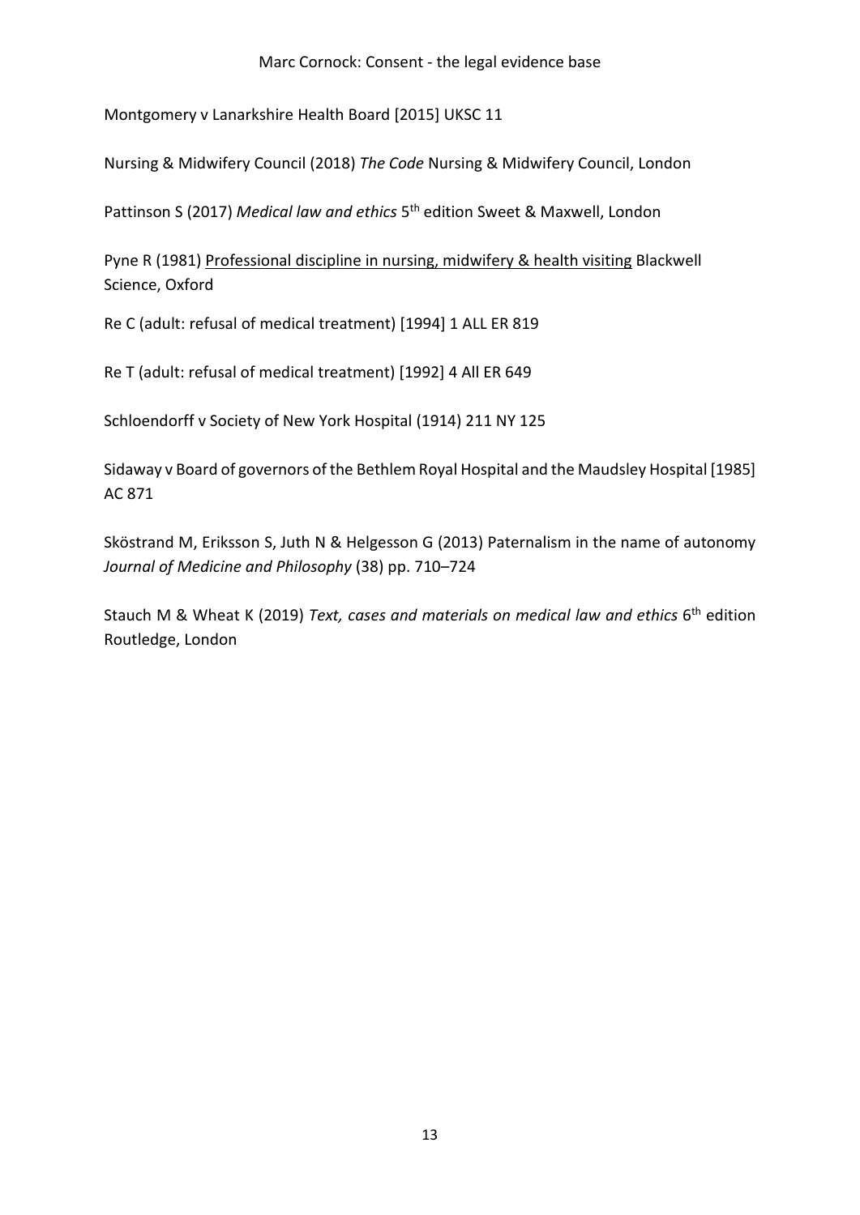Montgomery v Lanarkshire Health Board [2015] UKSC 11

Nursing & Midwifery Council (2018) *The Code* Nursing & Midwifery Council, London

Pattinson S (2017) *Medical law and ethics* 5th edition Sweet & Maxwell, London

Pyne R (1981) Professional discipline in nursing, midwifery & health visiting Blackwell Science, Oxford

Re C (adult: refusal of medical treatment) [1994] 1 ALL ER 819

Re T (adult: refusal of medical treatment) [1992] 4 All ER 649

Schloendorff v Society of New York Hospital (1914) 211 NY 125

Sidaway v Board of governors of the Bethlem Royal Hospital and the Maudsley Hospital [1985] AC 871

Sköstrand M, Eriksson S, Juth N & Helgesson G (2013) Paternalism in the name of autonomy *Journal of Medicine and Philosophy* (38) pp. 710–724

Stauch M & Wheat K (2019) *Text, cases and materials on medical law and ethics* 6th edition Routledge, London